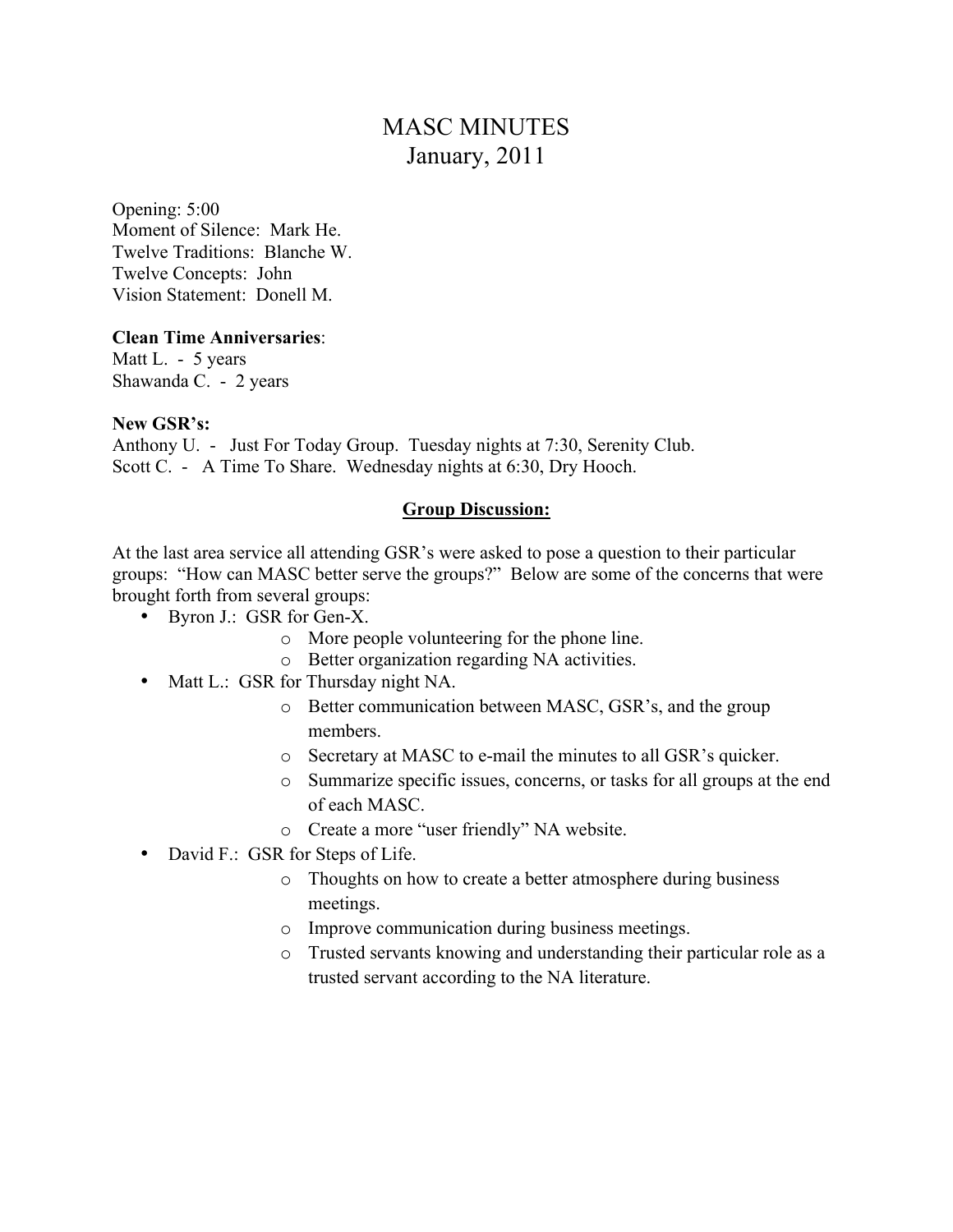# MASC MINUTES
## January, 2011

Opening: 5:00
Moment of Silence: Mark He.
Twelve Traditions: Blanche W.
Twelve Concepts: John
Vision Statement: Donell M.

**Clean Time Anniversaries**:
Matt L. - 5 years
Shawanda C. - 2 years

**New GSR's:**
Anthony U. - Just For Today Group. Tuesday nights at 7:30, Serenity Club.
Scott C. - A Time To Share. Wednesday nights at 6:30, Dry Hooch.

**Group Discussion:**

At the last area service all attending GSR's were asked to pose a question to their particular groups: "How can MASC better serve the groups?" Below are some of the concerns that were brought forth from several groups:

- Byron J.: GSR for Gen-X.
  - More people volunteering for the phone line.
  - Better organization regarding NA activities.
- Matt L.: GSR for Thursday night NA.
  - Better communication between MASC, GSR's, and the group members.
  - Secretary at MASC to e-mail the minutes to all GSR's quicker.
  - Summarize specific issues, concerns, or tasks for all groups at the end of each MASC.
  - Create a more "user friendly" NA website.
- David F.: GSR for Steps of Life.
  - Thoughts on how to create a better atmosphere during business meetings.
  - Improve communication during business meetings.
  - Trusted servants knowing and understanding their particular role as a trusted servant according to the NA literature.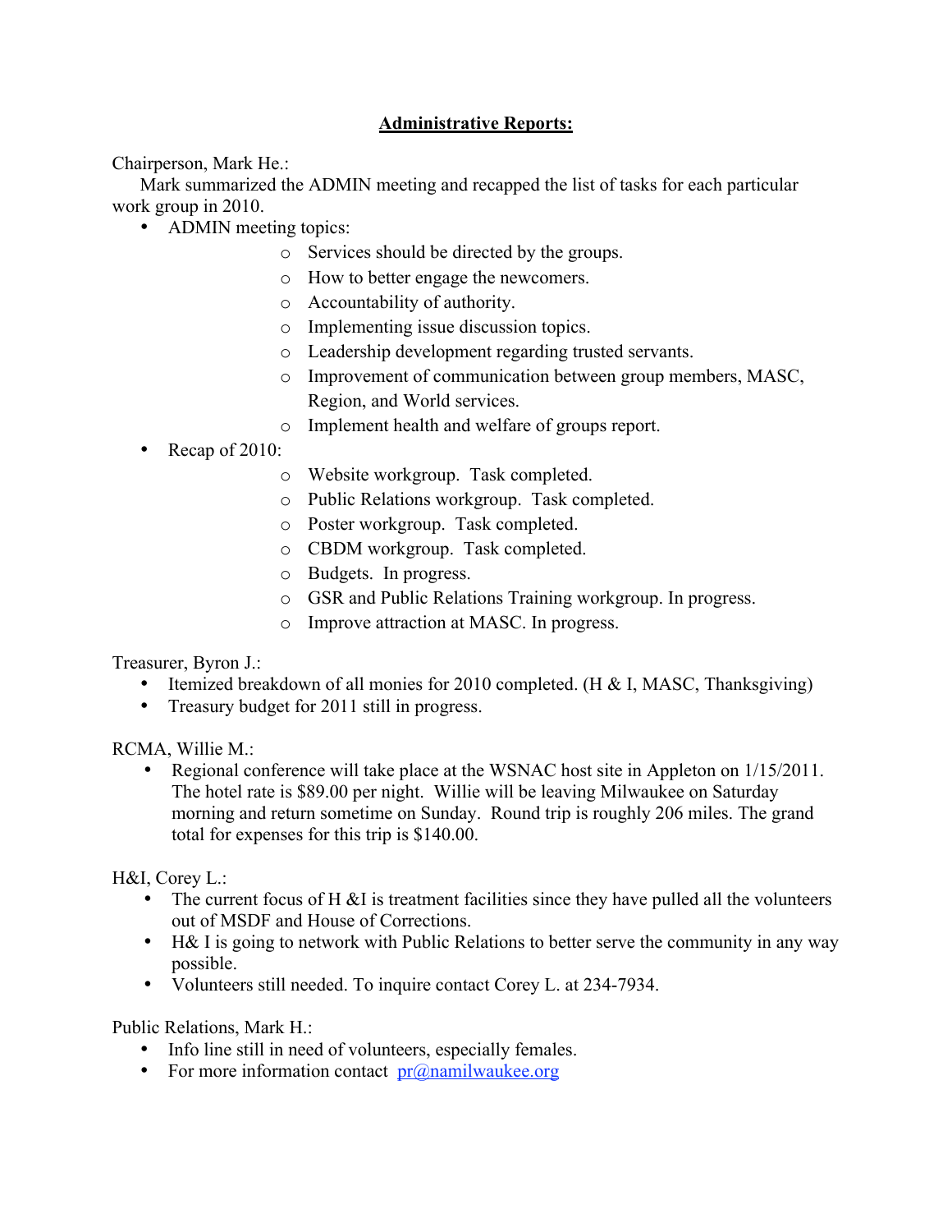## **Administrative Reports:**

Chairperson, Mark He.:

Mark summarized the ADMIN meeting and recapped the list of tasks for each particular work group in 2010.

- ADMIN meeting topics:
  - Services should be directed by the groups.
  - How to better engage the newcomers.
  - Accountability of authority.
  - Implementing issue discussion topics.
  - Leadership development regarding trusted servants.
  - Improvement of communication between group members, MASC, Region, and World services.
  - Implement health and welfare of groups report.
- Recap of 2010:
  - Website workgroup. Task completed.
  - Public Relations workgroup. Task completed.
  - Poster workgroup. Task completed.
  - CBDM workgroup. Task completed.
  - Budgets. In progress.
  - GSR and Public Relations Training workgroup. In progress.
  - Improve attraction at MASC. In progress.

Treasurer, Byron J.:

- Itemized breakdown of all monies for 2010 completed. (H & I, MASC, Thanksgiving)
- Treasury budget for 2011 still in progress.

RCMA, Willie M.:

- Regional conference will take place at the WSNAC host site in Appleton on 1/15/2011. The hotel rate is $89.00 per night. Willie will be leaving Milwaukee on Saturday morning and return sometime on Sunday. Round trip is roughly 206 miles. The grand total for expenses for this trip is $140.00.

H&I, Corey L.:

- The current focus of H &I is treatment facilities since they have pulled all the volunteers out of MSDF and House of Corrections.
- H& I is going to network with Public Relations to better serve the community in any way possible.
- Volunteers still needed. To inquire contact Corey L. at 234-7934.

Public Relations, Mark H.:

- Info line still in need of volunteers, especially females.
- For more information contact pr@namilwaukee.org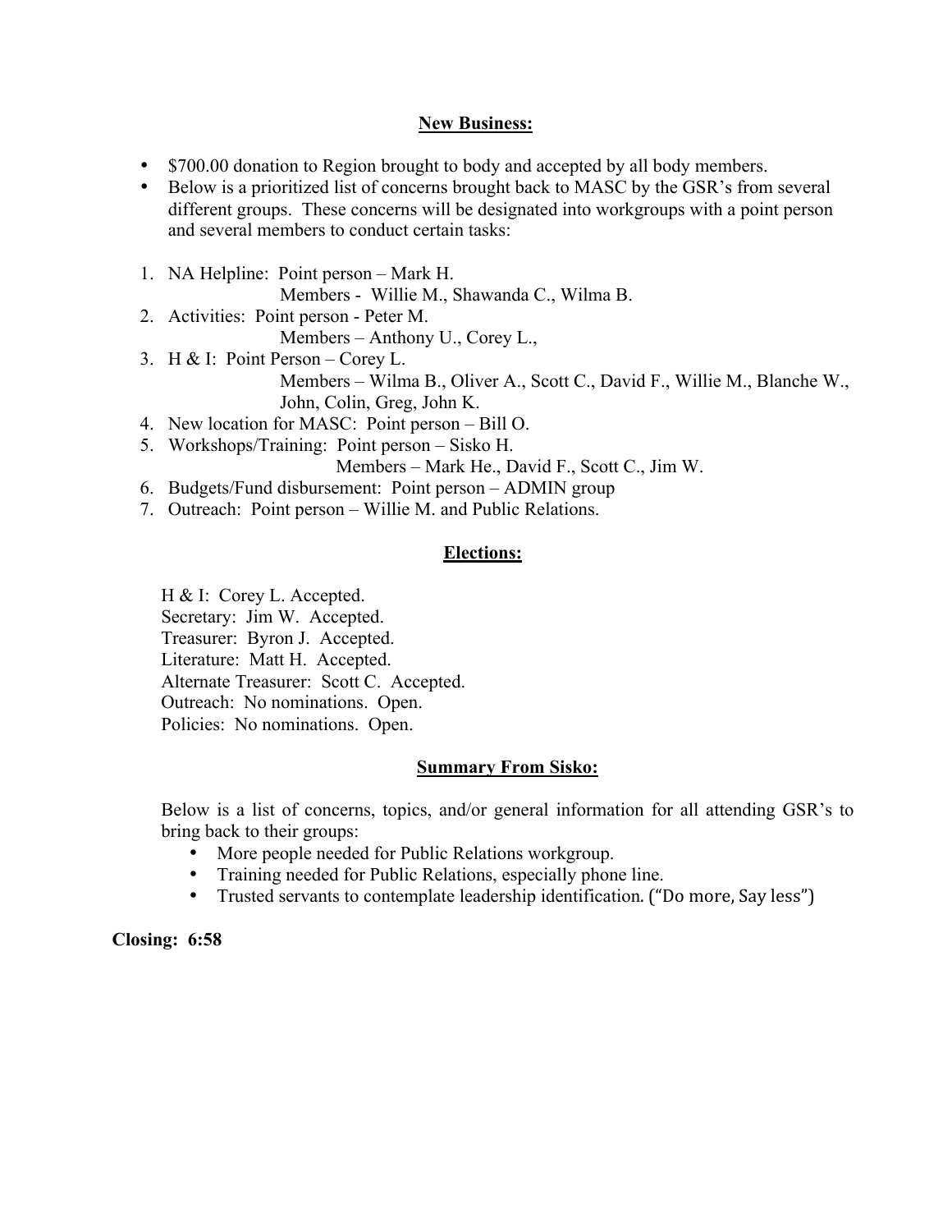## New Business:

- $700.00 donation to Region brought to body and accepted by all body members.
- Below is a prioritized list of concerns brought back to MASC by the GSR's from several different groups. These concerns will be designated into workgroups with a point person and several members to conduct certain tasks:

1. NA Helpline: Point person – Mark H.
   Members - Willie M., Shawanda C., Wilma B.
2. Activities: Point person - Peter M.
   Members – Anthony U., Corey L.,
3. H & I: Point Person – Corey L.
   Members – Wilma B., Oliver A., Scott C., David F., Willie M., Blanche W., John, Colin, Greg, John K.
4. New location for MASC: Point person – Bill O.
5. Workshops/Training: Point person – Sisko H.
   Members – Mark He., David F., Scott C., Jim W.
6. Budgets/Fund disbursement: Point person – ADMIN group
7. Outreach: Point person – Willie M. and Public Relations.

## Elections:

H & I: Corey L. Accepted.
Secretary: Jim W. Accepted.
Treasurer: Byron J. Accepted.
Literature: Matt H. Accepted.
Alternate Treasurer: Scott C. Accepted.
Outreach: No nominations. Open.
Policies: No nominations. Open.

## Summary From Sisko:

Below is a list of concerns, topics, and/or general information for all attending GSR's to bring back to their groups:

- More people needed for Public Relations workgroup.
- Training needed for Public Relations, especially phone line.
- Trusted servants to contemplate leadership identification. ("Do more, Say less")

**Closing: 6:58**